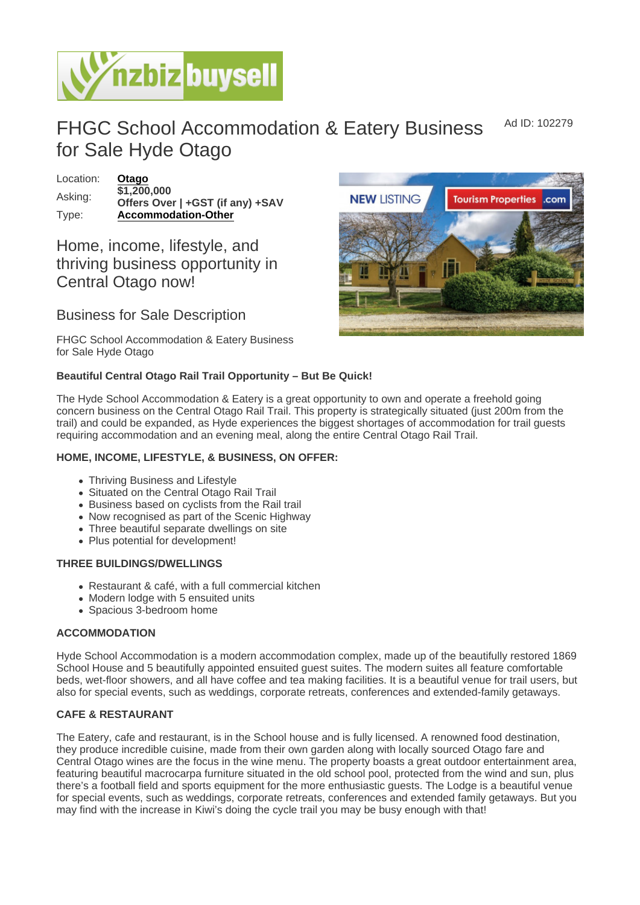# FHGC School Accommodation & Eatery Business for Sale Hyde Otago

Ad ID: 102279

| | |
|---|---|
| Location: | **Otago** |
| Asking: | **$1,200,000 Offers Over \| +GST (if any) +SAV** |
| Type: | **Accommodation-Other** |

## Home, income, lifestyle, and thriving business opportunity in Central Otago now!

### Business for Sale Description

FHGC School Accommodation & Eatery Business for Sale Hyde Otago

**Beautiful Central Otago Rail Trail Opportunity – But Be Quick!**

The Hyde School Accommodation & Eatery is a great opportunity to own and operate a freehold going concern business on the Central Otago Rail Trail. This property is strategically situated (just 200m from the trail) and could be expanded, as Hyde experiences the biggest shortages of accommodation for trail guests requiring accommodation and an evening meal, along the entire Central Otago Rail Trail.

**HOME, INCOME, LIFESTYLE, & BUSINESS, ON OFFER:**

- Thriving Business and Lifestyle
- Situated on the Central Otago Rail Trail
- Business based on cyclists from the Rail trail
- Now recognised as part of the Scenic Highway
- Three beautiful separate dwellings on site
- Plus potential for development!

**THREE BUILDINGS/DWELLINGS**

- Restaurant & café, with a full commercial kitchen
- Modern lodge with 5 ensuited units
- Spacious 3-bedroom home

**ACCOMMODATION**

Hyde School Accommodation is a modern accommodation complex, made up of the beautifully restored 1869 School House and 5 beautifully appointed ensuited guest suites. The modern suites all feature comfortable beds, wet-floor showers, and all have coffee and tea making facilities. It is a beautiful venue for trail users, but also for special events, such as weddings, corporate retreats, conferences and extended-family getaways.

**CAFE & RESTAURANT**

The Eatery, cafe and restaurant, is in the School house and is fully licensed. A renowned food destination, they produce incredible cuisine, made from their own garden along with locally sourced Otago fare and Central Otago wines are the focus in the wine menu. The property boasts a great outdoor entertainment area, featuring beautiful macrocarpa furniture situated in the old school pool, protected from the wind and sun, plus there's a football field and sports equipment for the more enthusiastic guests. The Lodge is a beautiful venue for special events, such as weddings, corporate retreats, conferences and extended family getaways. But you may find with the increase in Kiwi's doing the cycle trail you may be busy enough with that!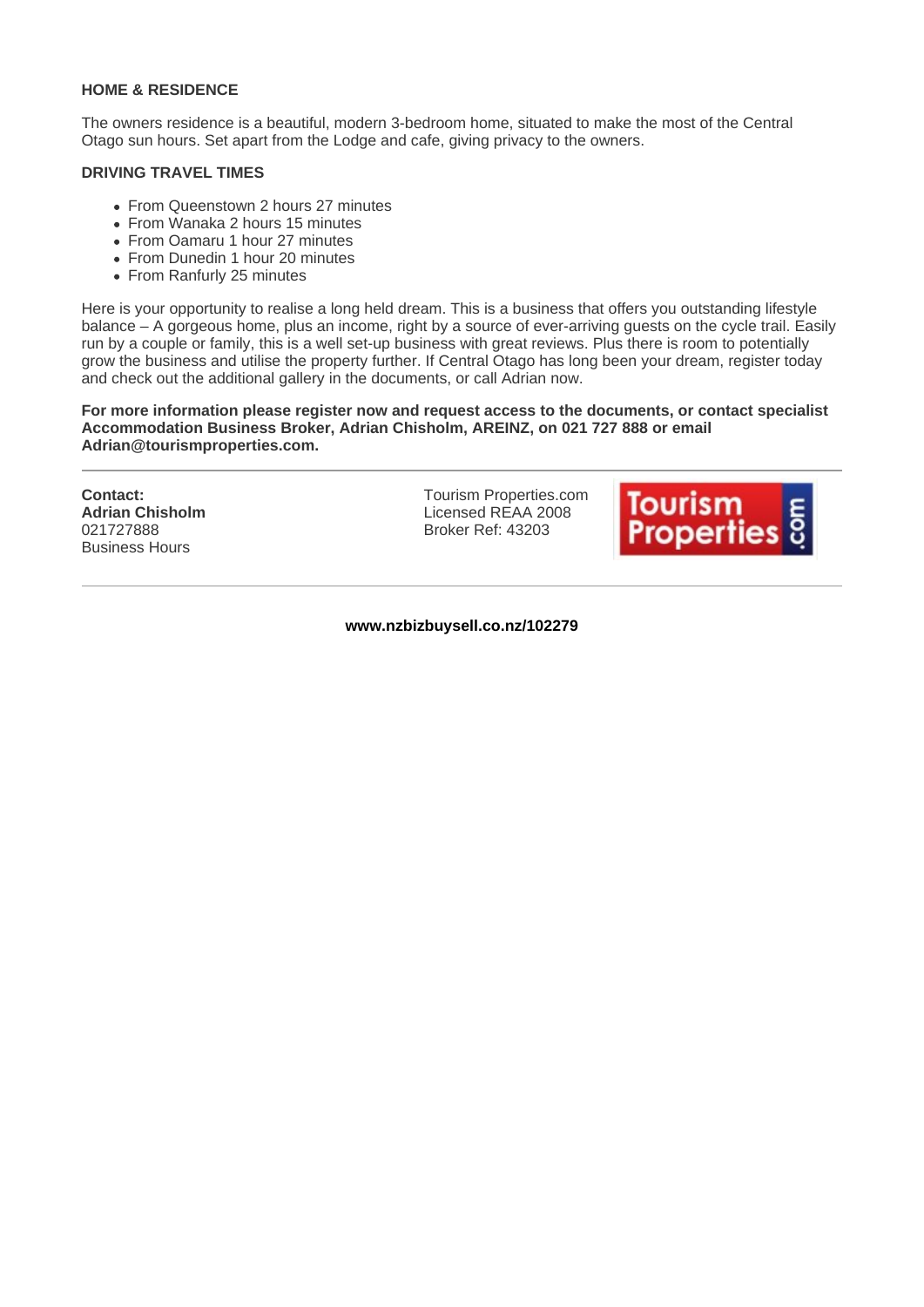**HOME & RESIDENCE**

The owners residence is a beautiful, modern 3-bedroom home, situated to make the most of the Central Otago sun hours. Set apart from the Lodge and cafe, giving privacy to the owners.

**DRIVING TRAVEL TIMES**

- From Queenstown 2 hours 27 minutes
- From Wanaka 2 hours 15 minutes
- From Oamaru 1 hour 27 minutes
- From Dunedin 1 hour 20 minutes
- From Ranfurly 25 minutes

Here is your opportunity to realise a long held dream. This is a business that offers you outstanding lifestyle balance – A gorgeous home, plus an income, right by a source of ever-arriving guests on the cycle trail. Easily run by a couple or family, this is a well set-up business with great reviews. Plus there is room to potentially grow the business and utilise the property further. If Central Otago has long been your dream, register today and check out the additional gallery in the documents, or call Adrian now.

**For more information please register now and request access to the documents, or contact specialist Accommodation Business Broker, Adrian Chisholm, AREINZ, on 021 727 888 or email Adrian@tourismproperties.com.**

---

**Contact:**
**Adrian Chisholm**
021727888
Business Hours

Tourism Properties.com
Licensed REAA 2008
Broker Ref: 43203

Tourism Properties .com

---

**www.nzbizbuysell.co.nz/102279**